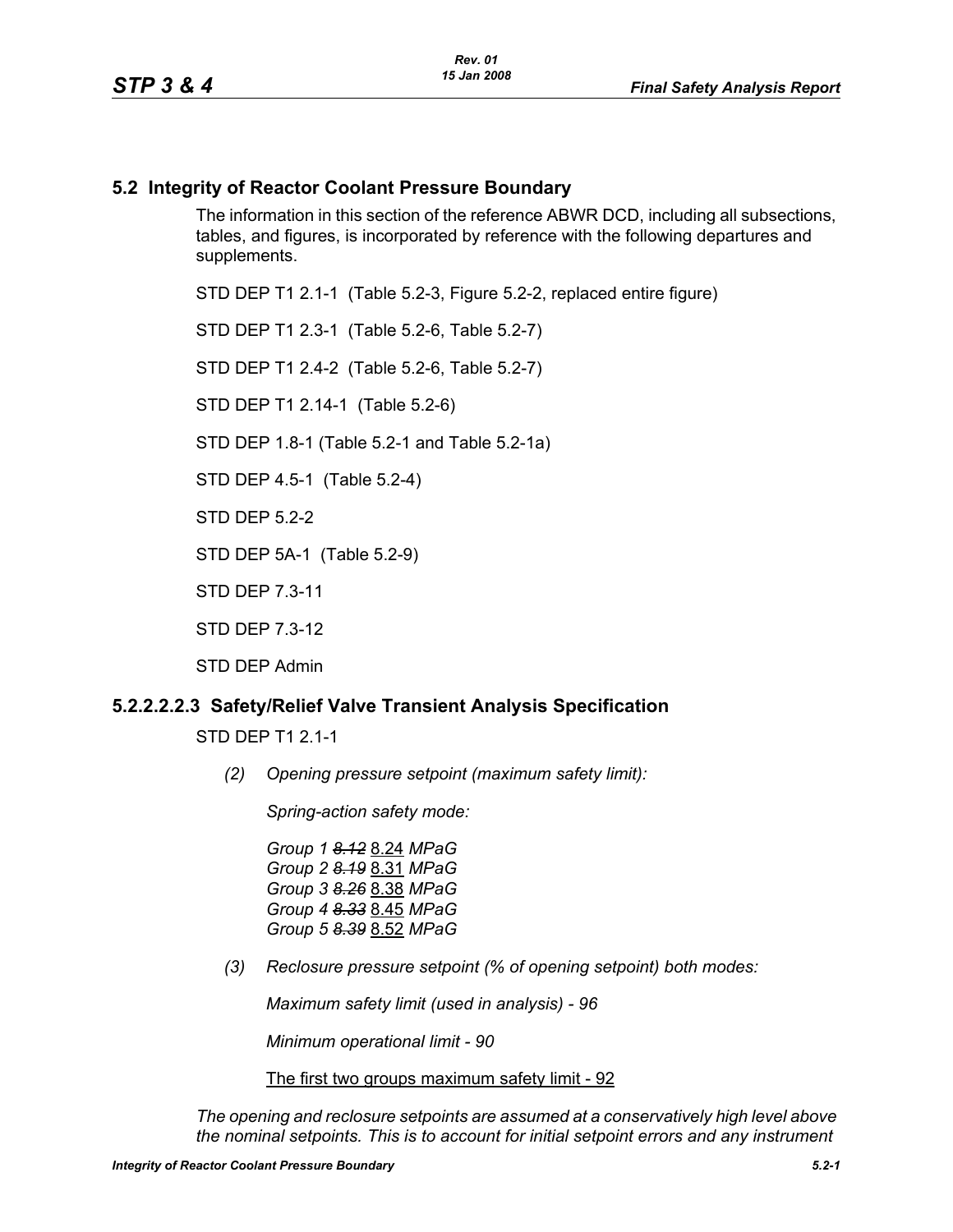## 5.2 Integrity of Reactor Coolant Pressure Boundary

The information in this section of the reference ABWR DCD, including all subsections, tables, and figures, is incorporated by reference with the following departures and supplements.

STD DEP T1 2.1-1 (Table 5.2-3, Figure 5.2-2, replaced entire figure)

STD DEP T1 2.3-1 (Table 5.2-6, Table 5.2-7)

STD DEP T1 2.4-2 (Table 5.2-6, Table 5.2-7)

STD DEP T1 2.14-1 (Table 5.2-6)

STD DEP 1.8-1 (Table 5.2-1 and Table 5.2-1a)

STD DEP 4.5-1 (Table 5.2-4)

STD DEP 5.2-2

STD DEP 5A-1 (Table 5.2-9)

STD DEP 7.3-11

STD DEP 7.3-12

STD DEP Admin

### 5.2.2.2.2.3 Safety/Relief Valve Transient Analysis Specification

STD DEP T1 2.1-1

*(2) Opening pressure setpoint (maximum safety limit):*

*Spring-action safety mode:*

*Group 1 ~~8.12~~* <u>8.24</u> *MPaG*
*Group 2 ~~8.19~~* <u>8.31</u> *MPaG*
*Group 3 ~~8.26~~* <u>8.38</u> *MPaG*
*Group 4 ~~8.33~~* <u>8.45</u> *MPaG*
*Group 5 ~~8.39~~* <u>8.52</u> *MPaG*

*(3) Reclosure pressure setpoint (% of opening setpoint) both modes:*

*Maximum safety limit (used in analysis) - 96*

*Minimum operational limit - 90*

<u>The first two groups maximum safety limit - 92</u>

*The opening and reclosure setpoints are assumed at a conservatively high level above the nominal setpoints. This is to account for initial setpoint errors and any instrument*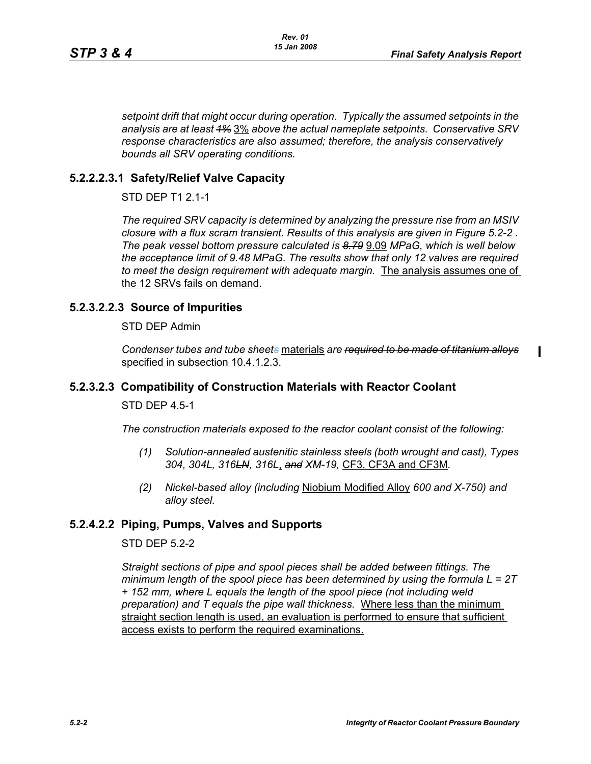*setpoint drift that might occur during operation. Typically the assumed setpoints in the analysis are at least ~~1%~~* 3% *above the actual nameplate setpoints. Conservative SRV response characteristics are also assumed; therefore, the analysis conservatively bounds all SRV operating conditions.*

### 5.2.2.2.3.1 Safety/Relief Valve Capacity

STD DEP T1 2.1-1

*The required SRV capacity is determined by analyzing the pressure rise from an MSIV closure with a flux scram transient. Results of this analysis are given in Figure 5.2-2 . The peak vessel bottom pressure calculated is ~~8.79~~* 9.09 *MPaG, which is well below the acceptance limit of 9.48 MPaG. The results show that only 12 valves are required to meet the design requirement with adequate margin.* <u>The analysis assumes one of the 12 SRVs fails on demand.</u>

### 5.2.3.2.2.3 Source of Impurities

STD DEP Admin

*Condenser tubes and tube sheet~~s~~* <u>materials</u> *are ~~required to be made of titanium alloys~~* <u>specified in subsection 10.4.1.2.3.</u>

### 5.2.3.2.3 Compatibility of Construction Materials with Reactor Coolant

STD DEP 4.5-1

*The construction materials exposed to the reactor coolant consist of the following:*

*(1) Solution-annealed austenitic stainless steels (both wrought and cast), Types 304, 304L, 316~~LN~~, 316L*<u>,</u> *~~and~~ XM-19,* <u>CF3, CF3A and CF3M</u>*.*

*(2) Nickel-based alloy (including* <u>Niobium Modified Alloy</u> *600 and X-750) and alloy steel.*

### 5.2.4.2.2 Piping, Pumps, Valves and Supports

STD DEP 5.2-2

*Straight sections of pipe and spool pieces shall be added between fittings. The minimum length of the spool piece has been determined by using the formula $L = 2T + 152$ mm, where L equals the length of the spool piece (not including weld preparation) and T equals the pipe wall thickness.* <u>Where less than the minimum straight section length is used, an evaluation is performed to ensure that sufficient access exists to perform the required examinations.</u>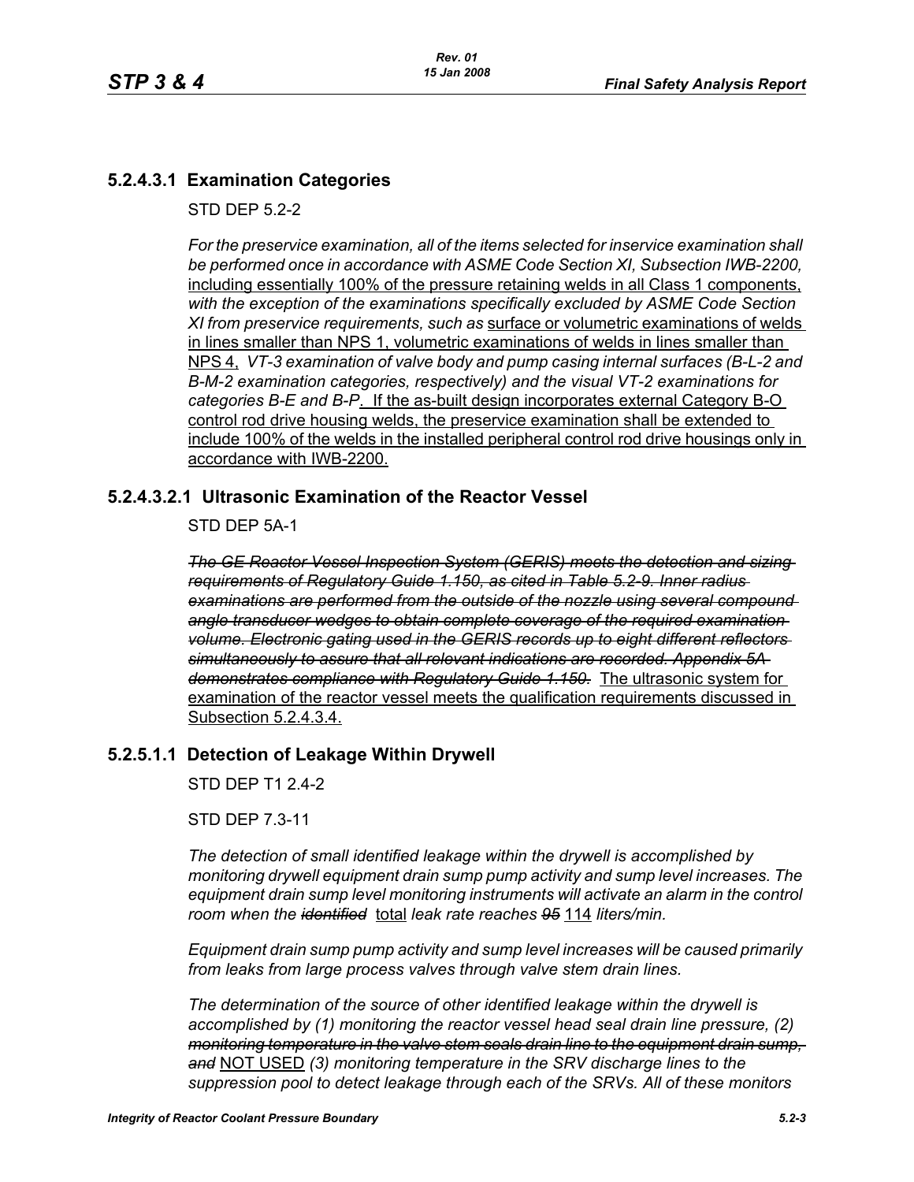### 5.2.4.3.1 Examination Categories

STD DEP 5.2-2

*For the preservice examination, all of the items selected for inservice examination shall be performed once in accordance with ASME Code Section XI, Subsection IWB-2200,* <u>including essentially 100% of the pressure retaining welds in all Class 1 components,</u> *with the exception of the examinations specifically excluded by ASME Code Section XI from preservice requirements, such as* <u>surface or volumetric examinations of welds in lines smaller than NPS 1, volumetric examinations of welds in lines smaller than NPS 4,</u> *VT-3 examination of valve body and pump casing internal surfaces (B-L-2 and B-M-2 examination categories, respectively) and the visual VT-2 examinations for categories B-E and B-P*<u>. If the as-built design incorporates external Category B-O control rod drive housing welds, the preservice examination shall be extended to include 100% of the welds in the installed peripheral control rod drive housings only in accordance with IWB-2200.</u>

### 5.2.4.3.2.1 Ultrasonic Examination of the Reactor Vessel

STD DEP 5A-1

~~*The GE Reactor Vessel Inspection System (GERIS) meets the detection and sizing requirements of Regulatory Guide 1.150, as cited in Table 5.2-9. Inner radius examinations are performed from the outside of the nozzle using several compound angle transducer wedges to obtain complete coverage of the required examination volume. Electronic gating used in the GERIS records up to eight different reflectors simultaneously to assure that all relevant indications are recorded. Appendix 5A demonstrates compliance with Regulatory Guide 1.150.*~~ <u>The ultrasonic system for examination of the reactor vessel meets the qualification requirements discussed in Subsection 5.2.4.3.4.</u>

### 5.2.5.1.1 Detection of Leakage Within Drywell

STD DEP T1 2.4-2

STD DEP 7.3-11

*The detection of small identified leakage within the drywell is accomplished by monitoring drywell equipment drain sump pump activity and sump level increases. The equipment drain sump level monitoring instruments will activate an alarm in the control room when the* ~~*identified*~~ <u>total</u> *leak rate reaches* ~~*95*~~ <u>114</u> *liters/min.*

*Equipment drain sump pump activity and sump level increases will be caused primarily from leaks from large process valves through valve stem drain lines.*

*The determination of the source of other identified leakage within the drywell is accomplished by (1) monitoring the reactor vessel head seal drain line pressure, (2)* ~~*monitoring temperature in the valve stem seals drain line to the equipment drain sump, and*~~ <u>NOT USED</u> *(3) monitoring temperature in the SRV discharge lines to the suppression pool to detect leakage through each of the SRVs. All of these monitors*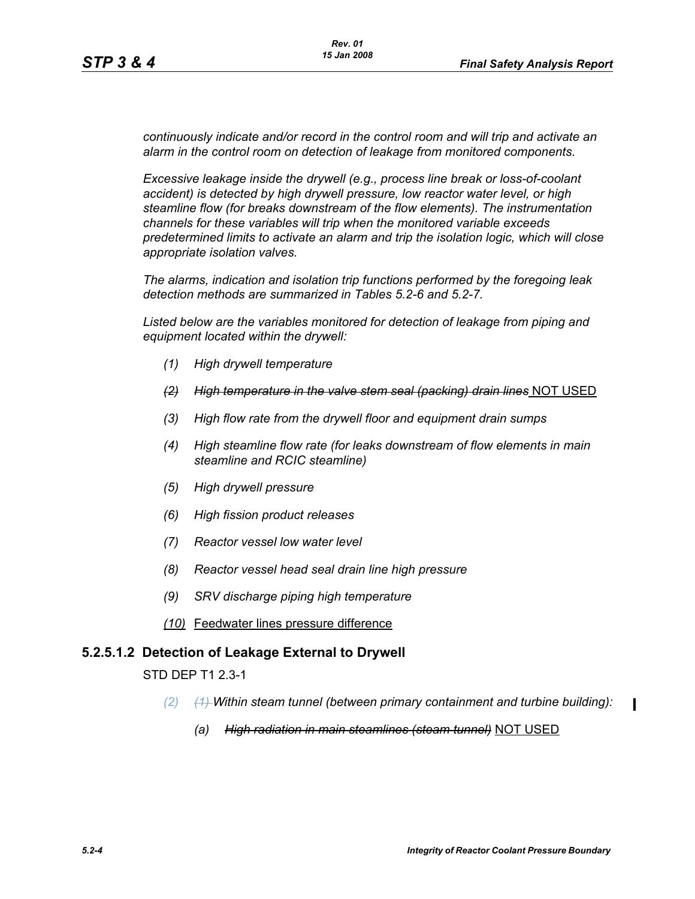*continuously indicate and/or record in the control room and will trip and activate an alarm in the control room on detection of leakage from monitored components.*

*Excessive leakage inside the drywell (e.g., process line break or loss-of-coolant accident) is detected by high drywell pressure, low reactor water level, or high steamline flow (for breaks downstream of the flow elements). The instrumentation channels for these variables will trip when the monitored variable exceeds predetermined limits to activate an alarm and trip the isolation logic, which will close appropriate isolation valves.*

*The alarms, indication and isolation trip functions performed by the foregoing leak detection methods are summarized in Tables 5.2-6 and 5.2-7.*

*Listed below are the variables monitored for detection of leakage from piping and equipment located within the drywell:*

- *(1) High drywell temperature*
- ~~*(2) High temperature in the valve stem seal (packing) drain lines*~~ NOT USED
- *(3) High flow rate from the drywell floor and equipment drain sumps*
- *(4) High steamline flow rate (for leaks downstream of flow elements in main steamline and RCIC steamline)*
- *(5) High drywell pressure*
- *(6) High fission product releases*
- *(7) Reactor vessel low water level*
- *(8) Reactor vessel head seal drain line high pressure*
- *(9) SRV discharge piping high temperature*
- *(10)* Feedwater lines pressure difference

### 5.2.5.1.2 Detection of Leakage External to Drywell

STD DEP T1 2.3-1

- *(2)* ~~*(1)*~~ *Within steam tunnel (between primary containment and turbine building):*
  - *(a)* ~~*High radiation in main steamlines (steam tunnel)*~~ NOT USED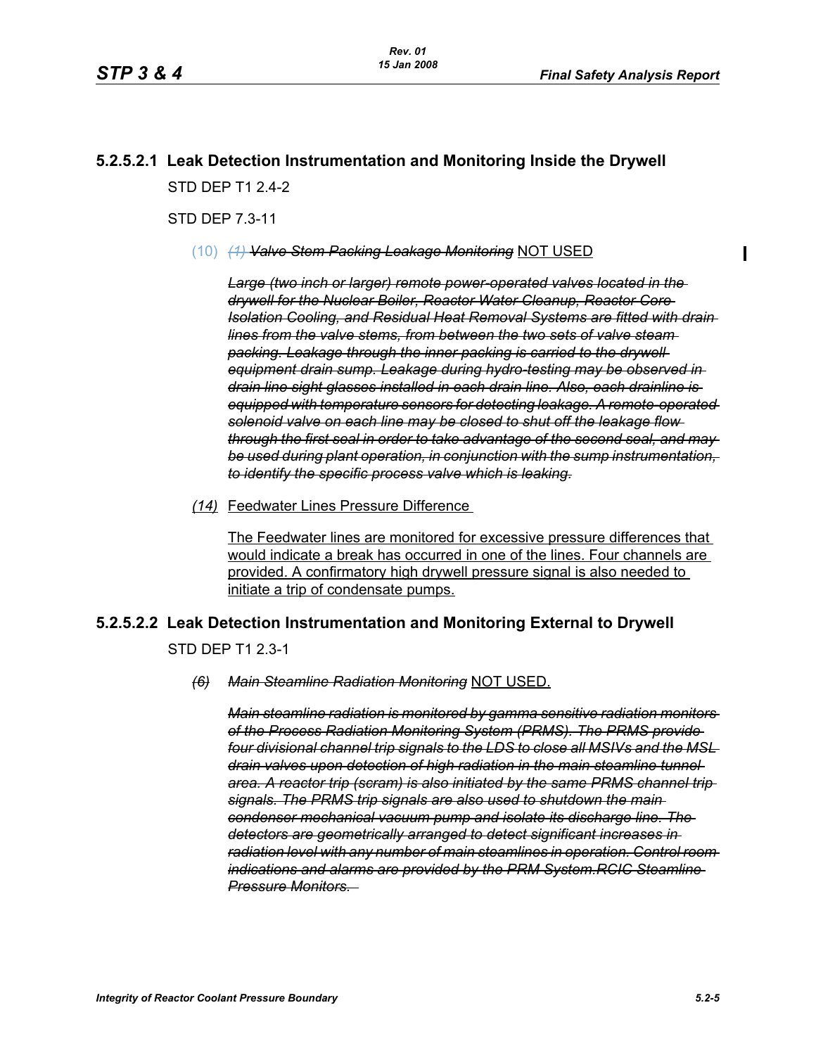## 5.2.5.2.1 Leak Detection Instrumentation and Monitoring Inside the Drywell

STD DEP T1 2.4-2

STD DEP 7.3-11

(10) ~~*(1) Valve Stem Packing Leakage Monitoring*~~ NOT USED

~~*Large (two inch or larger) remote power-operated valves located in the drywell for the Nuclear Boiler, Reactor Water Cleanup, Reactor Core Isolation Cooling, and Residual Heat Removal Systems are fitted with drain lines from the valve stems, from between the two sets of valve steam packing. Leakage through the inner packing is carried to the drywell equipment drain sump. Leakage during hydro-testing may be observed in drain line sight glasses installed in each drain line. Also, each drainline is equipped with temperature sensors for detecting leakage. A remote-operated solenoid valve on each line may be closed to shut off the leakage flow through the first seal in order to take advantage of the second seal, and may be used during plant operation, in conjunction with the sump instrumentation, to identify the specific process valve which is leaking.*~~

*(14)* Feedwater Lines Pressure Difference

The Feedwater lines are monitored for excessive pressure differences that would indicate a break has occurred in one of the lines. Four channels are provided. A confirmatory high drywell pressure signal is also needed to initiate a trip of condensate pumps.

## 5.2.5.2.2 Leak Detection Instrumentation and Monitoring External to Drywell

STD DEP T1 2.3-1

~~*(6) Main Steamline Radiation Monitoring*~~ NOT USED.

~~*Main steamline radiation is monitored by gamma sensitive radiation monitors of the Process Radiation Monitoring System (PRMS). The PRMS provide four divisional channel trip signals to the LDS to close all MSIVs and the MSL drain valves upon detection of high radiation in the main steamline tunnel area. A reactor trip (scram) is also initiated by the same PRMS channel trip signals. The PRMS trip signals are also used to shutdown the main condenser mechanical vacuum pump and isolate its discharge line. The detectors are geometrically arranged to detect significant increases in radiation level with any number of main steamlines in operation. Control room indications and alarms are provided by the PRM System.RCIC Steamline Pressure Monitors.*~~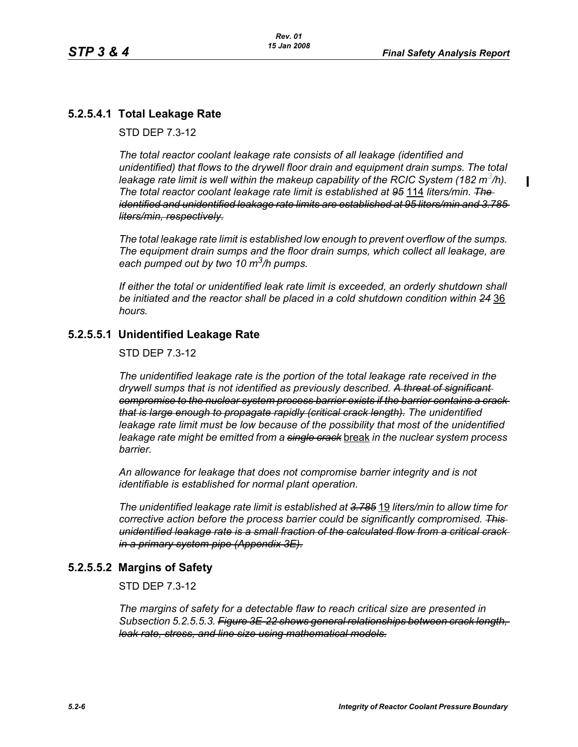## 5.2.5.4.1 Total Leakage Rate

STD DEP 7.3-12

*The total reactor coolant leakage rate consists of all leakage (identified and unidentified) that flows to the drywell floor drain and equipment drain sumps. The total leakage rate limit is well within the makeup capability of the RCIC System (182 $m^3$/h). The total reactor coolant leakage rate limit is established at ~~95~~* <u>114</u> *liters/min. ~~The identified and unidentified leakage rate limits are established at 95 liters/min and 3.785 liters/min, respectively.~~*

*The total leakage rate limit is established low enough to prevent overflow of the sumps. The equipment drain sumps and the floor drain sumps, which collect all leakage, are each pumped out by two 10 $m^3$/h pumps.*

*If either the total or unidentified leak rate limit is exceeded, an orderly shutdown shall be initiated and the reactor shall be placed in a cold shutdown condition within ~~24~~* <u>36</u> *hours.*

## 5.2.5.5.1 Unidentified Leakage Rate

STD DEP 7.3-12

*The unidentified leakage rate is the portion of the total leakage rate received in the drywell sumps that is not identified as previously described. ~~A threat of significant compromise to the nuclear system process barrier exists if the barrier contains a crack that is large enough to propagate rapidly (critical crack length).~~ The unidentified leakage rate limit must be low because of the possibility that most of the unidentified leakage rate might be emitted from a ~~single crack~~* <u>break</u> *in the nuclear system process barrier.*

*An allowance for leakage that does not compromise barrier integrity and is not identifiable is established for normal plant operation.*

*The unidentified leakage rate limit is established at ~~3.785~~* <u>19</u> *liters/min to allow time for corrective action before the process barrier could be significantly compromised. ~~This unidentified leakage rate is a small fraction of the calculated flow from a critical crack in a primary system pipe (Appendix 3E).~~*

## 5.2.5.5.2 Margins of Safety

STD DEP 7.3-12

*The margins of safety for a detectable flaw to reach critical size are presented in Subsection 5.2.5.5.3. ~~Figure 3E-22 shows general relationships between crack length, leak rate, stress, and line size using mathematical models.~~*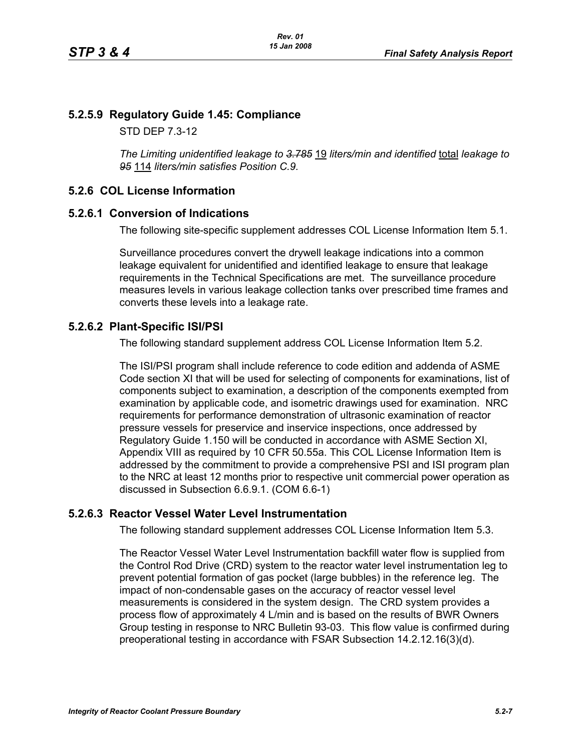## 5.2.5.9 Regulatory Guide 1.45: Compliance

STD DEP 7.3-12

*The Limiting unidentified leakage to ~~3.785~~* 19 *liters/min and identified* total *leakage to ~~95~~* 114 *liters/min satisfies Position C.9.*

## 5.2.6 COL License Information

### 5.2.6.1 Conversion of Indications

The following site-specific supplement addresses COL License Information Item 5.1.

Surveillance procedures convert the drywell leakage indications into a common leakage equivalent for unidentified and identified leakage to ensure that leakage requirements in the Technical Specifications are met. The surveillance procedure measures levels in various leakage collection tanks over prescribed time frames and converts these levels into a leakage rate.

### 5.2.6.2 Plant-Specific ISI/PSI

The following standard supplement address COL License Information Item 5.2.

The ISI/PSI program shall include reference to code edition and addenda of ASME Code section XI that will be used for selecting of components for examinations, list of components subject to examination, a description of the components exempted from examination by applicable code, and isometric drawings used for examination. NRC requirements for performance demonstration of ultrasonic examination of reactor pressure vessels for preservice and inservice inspections, once addressed by Regulatory Guide 1.150 will be conducted in accordance with ASME Section XI, Appendix VIII as required by 10 CFR 50.55a. This COL License Information Item is addressed by the commitment to provide a comprehensive PSI and ISI program plan to the NRC at least 12 months prior to respective unit commercial power operation as discussed in Subsection 6.6.9.1. (COM 6.6-1)

### 5.2.6.3 Reactor Vessel Water Level Instrumentation

The following standard supplement addresses COL License Information Item 5.3.

The Reactor Vessel Water Level Instrumentation backfill water flow is supplied from the Control Rod Drive (CRD) system to the reactor water level instrumentation leg to prevent potential formation of gas pocket (large bubbles) in the reference leg. The impact of non-condensable gases on the accuracy of reactor vessel level measurements is considered in the system design. The CRD system provides a process flow of approximately 4 L/min and is based on the results of BWR Owners Group testing in response to NRC Bulletin 93-03. This flow value is confirmed during preoperational testing in accordance with FSAR Subsection 14.2.12.16(3)(d).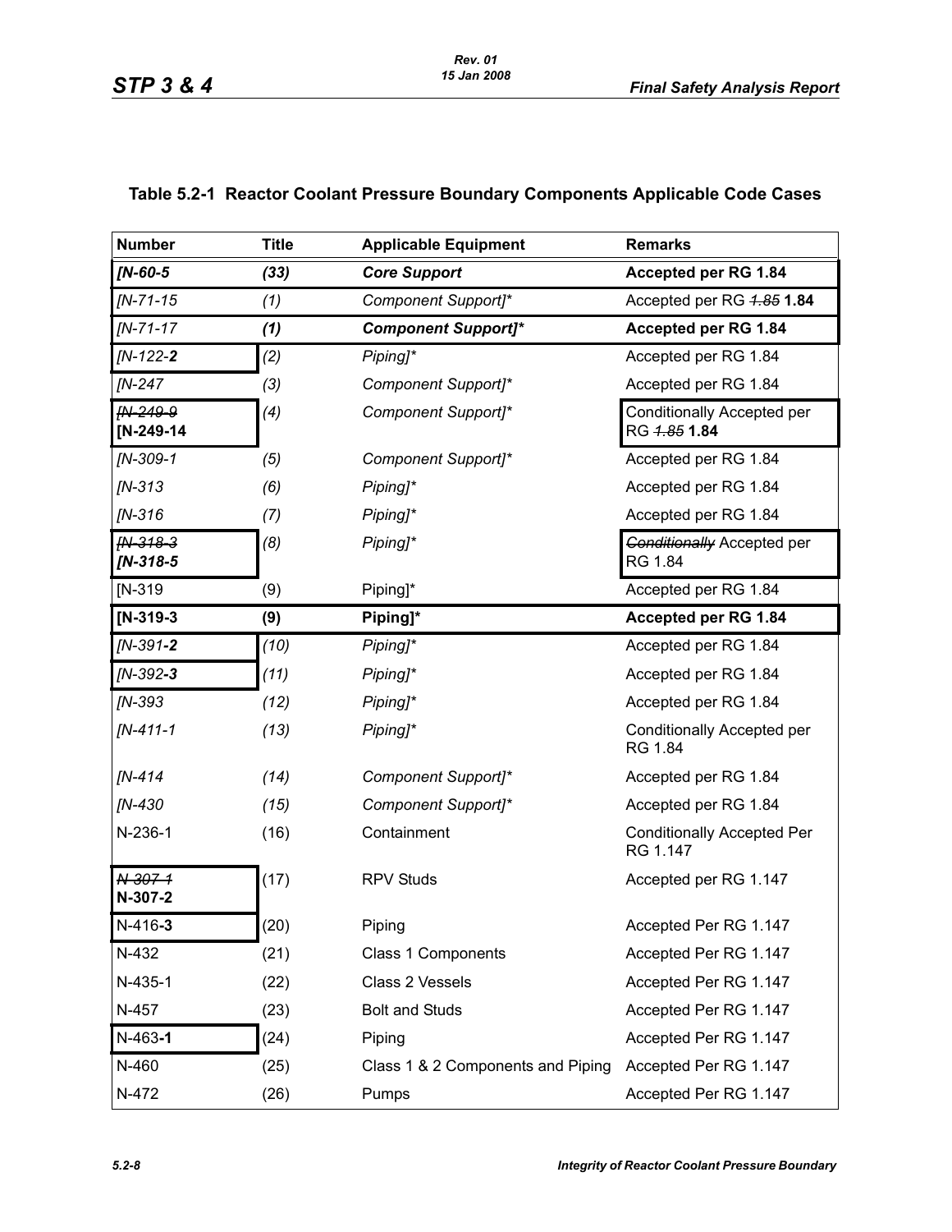## Table 5.2-1 Reactor Coolant Pressure Boundary Components Applicable Code Cases

| Number | Title | Applicable Equipment | Remarks |
|---|---|---|---|
| ***[N-60-5*** | ***(33)*** | ***Core Support*** | **Accepted per RG 1.84** |
| *[N-71-15* | *(1)* | *Component Support]** | Accepted per RG ~~*1.85*~~ **1.84** |
| *[N-71-17* | ***(1)*** | ***Component Support]**** | **Accepted per RG 1.84** |
| *[N-122-**2*** | *(2)* | *Piping]** | Accepted per RG 1.84 |
| *[N-247* | *(3)* | *Component Support]** | Accepted per RG 1.84 |
| ~~*[N-249-9*~~ **[N-249-14** | *(4)* | *Component Support]** | Conditionally Accepted per RG ~~*1.85*~~ **1.84** |
| *[N-309-1* | *(5)* | *Component Support]** | Accepted per RG 1.84 |
| *[N-313* | *(6)* | *Piping]** | Accepted per RG 1.84 |
| *[N-316* | *(7)* | *Piping]** | Accepted per RG 1.84 |
| ~~*[N-318-3*~~ ***[N-318-5*** | *(8)* | *Piping]** | ~~*Conditionally*~~ Accepted per RG 1.84 |
| [N-319 | (9) | Piping]* | Accepted per RG 1.84 |
| **[N-319-3** | **(9)** | **Piping]*** | **Accepted per RG 1.84** |
| *[N-391**-2*** | *(10)* | *Piping]** | Accepted per RG 1.84 |
| *[N-392**-3*** | *(11)* | *Piping]** | Accepted per RG 1.84 |
| *[N-393* | *(12)* | *Piping]** | Accepted per RG 1.84 |
| *[N-411-1* | *(13)* | *Piping]** | Conditionally Accepted per RG 1.84 |
| *[N-414* | *(14)* | *Component Support]** | Accepted per RG 1.84 |
| *[N-430* | *(15)* | *Component Support]** | Accepted per RG 1.84 |
| N-236-1 | (16) | Containment | Conditionally Accepted Per RG 1.147 |
| ~~*N-307-1*~~ **N-307-2** | (17) | RPV Studs | Accepted per RG 1.147 |
| N-416**-3** | (20) | Piping | Accepted Per RG 1.147 |
| N-432 | (21) | Class 1 Components | Accepted Per RG 1.147 |
| N-435-1 | (22) | Class 2 Vessels | Accepted Per RG 1.147 |
| N-457 | (23) | Bolt and Studs | Accepted Per RG 1.147 |
| N-463**-1** | (24) | Piping | Accepted Per RG 1.147 |
| N-460 | (25) | Class 1 & 2 Components and Piping | Accepted Per RG 1.147 |
| N-472 | (26) | Pumps | Accepted Per RG 1.147 |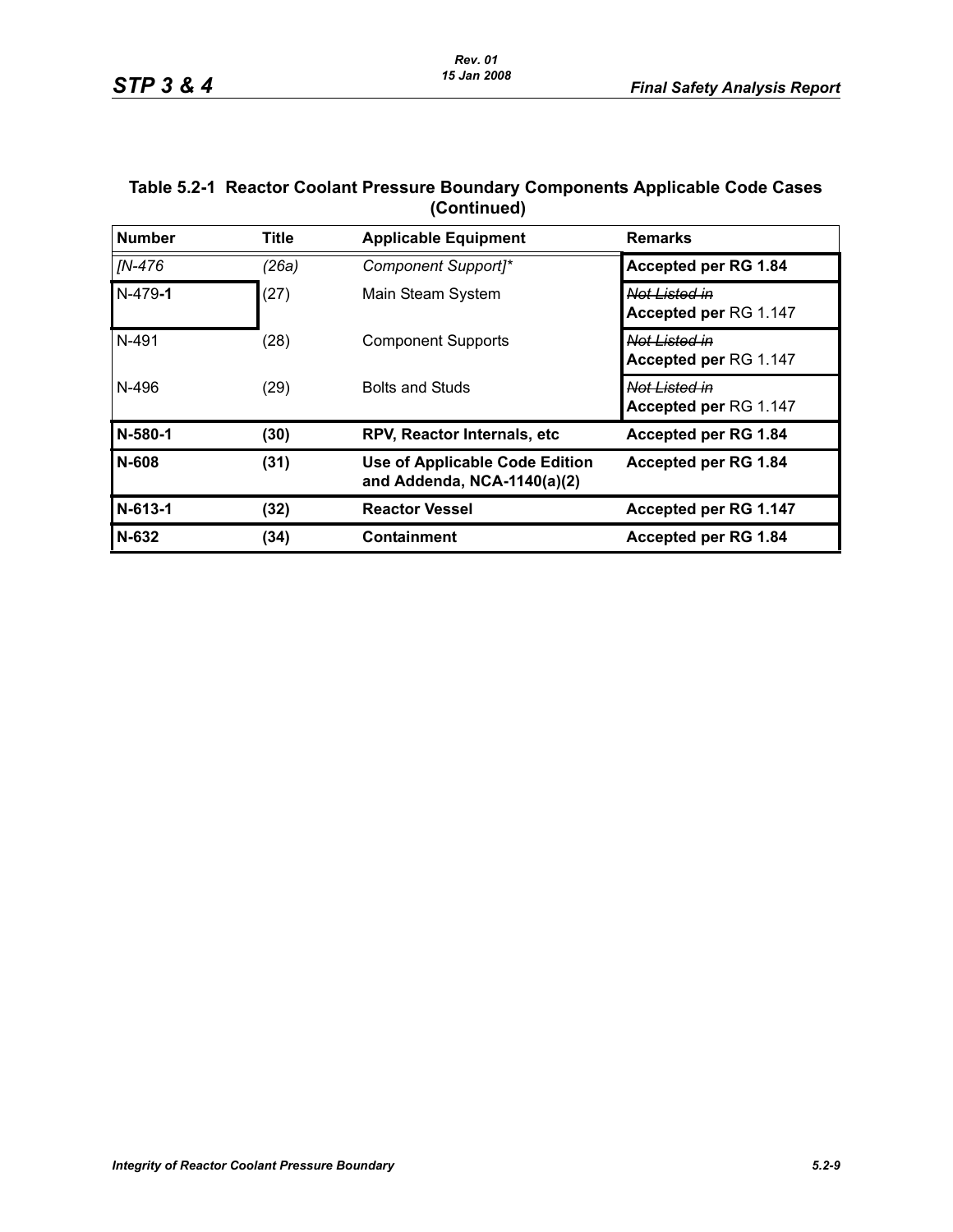**Table 5.2-1 Reactor Coolant Pressure Boundary Components Applicable Code Cases (Continued)**

| Number | Title | Applicable Equipment | Remarks |
|---|---|---|---|
| *[N-476* | *(26a)* | *Component Support]** | **Accepted per RG 1.84** |
| N-479**-1** | (27) | Main Steam System | ~~Not Listed in~~ **Accepted per** RG 1.147 |
| N-491 | (28) | Component Supports | ~~Not Listed in~~ **Accepted per** RG 1.147 |
| N-496 | (29) | Bolts and Studs | ~~Not Listed in~~ **Accepted per** RG 1.147 |
| **N-580-1** | **(30)** | **RPV, Reactor Internals, etc** | **Accepted per RG 1.84** |
| **N-608** | **(31)** | **Use of Applicable Code Edition and Addenda, NCA-1140(a)(2)** | **Accepted per RG 1.84** |
| **N-613-1** | **(32)** | **Reactor Vessel** | **Accepted per RG 1.147** |
| **N-632** | **(34)** | **Containment** | **Accepted per RG 1.84** |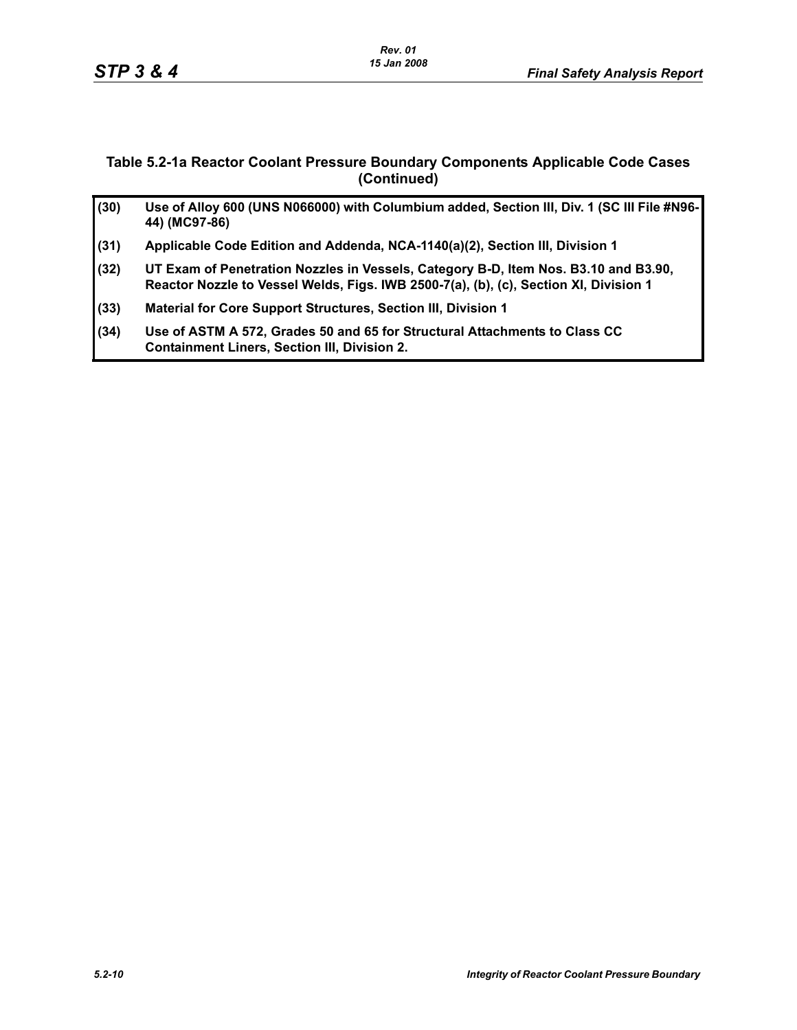### Table 5.2-1a Reactor Coolant Pressure Boundary Components Applicable Code Cases (Continued)

| | |
|---|---|
| **(30)** | **Use of Alloy 600 (UNS N066000) with Columbium added, Section III, Div. 1 (SC III File #N96-44) (MC97-86)** |
| **(31)** | **Applicable Code Edition and Addenda, NCA-1140(a)(2), Section III, Division 1** |
| **(32)** | **UT Exam of Penetration Nozzles in Vessels, Category B-D, Item Nos. B3.10 and B3.90, Reactor Nozzle to Vessel Welds, Figs. IWB 2500-7(a), (b), (c), Section XI, Division 1** |
| **(33)** | **Material for Core Support Structures, Section III, Division 1** |
| **(34)** | **Use of ASTM A 572, Grades 50 and 65 for Structural Attachments to Class CC Containment Liners, Section III, Division 2.** |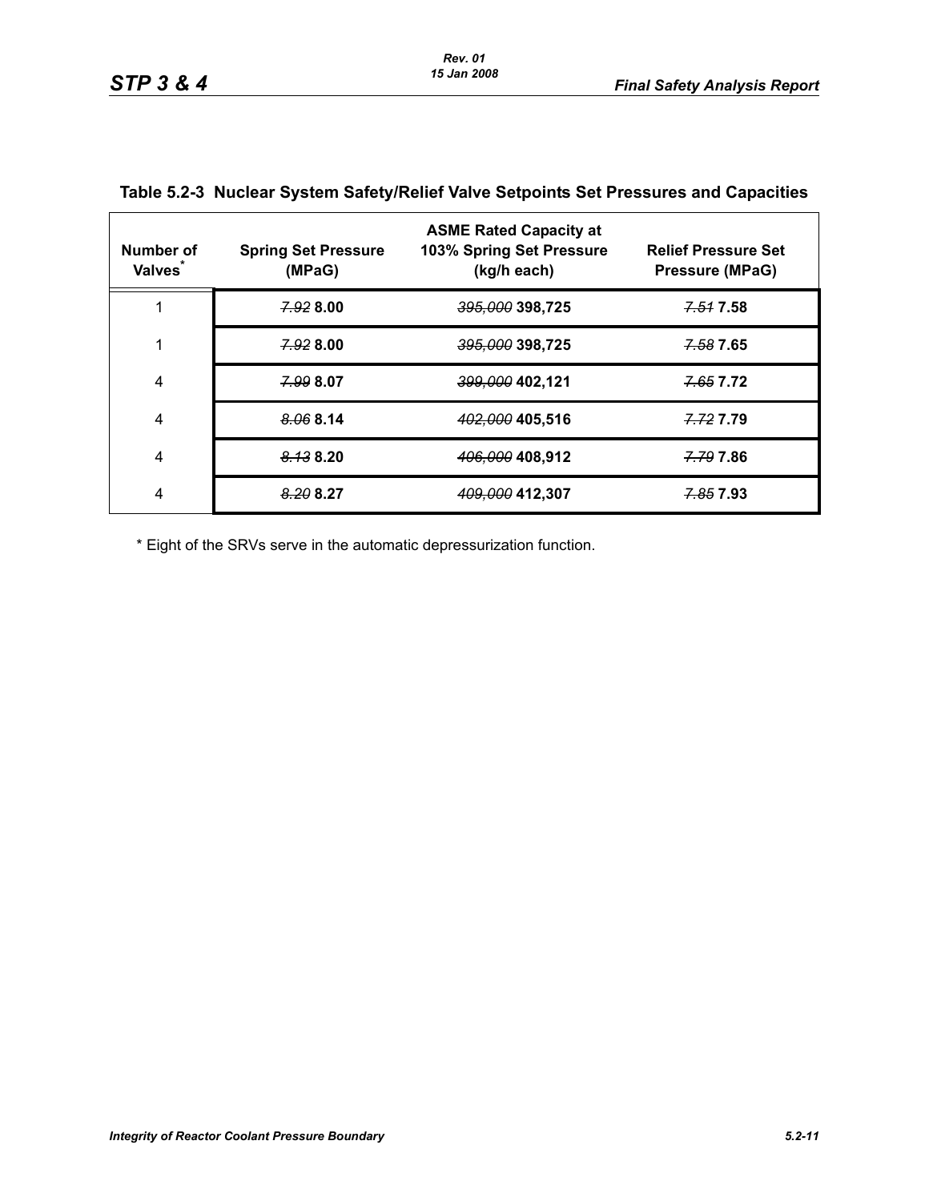**Table 5.2-3 Nuclear System Safety/Relief Valve Setpoints Set Pressures and Capacities**

| Number of Valves* | Spring Set Pressure (MPaG) | ASME Rated Capacity at 103% Spring Set Pressure (kg/h each) | Relief Pressure Set Pressure (MPaG) |
|---|---|---|---|
| 1 | ~~*7.92*~~ **8.00** | ~~*395,000*~~ **398,725** | ~~*7.51*~~ **7.58** |
| 1 | ~~*7.92*~~ **8.00** | ~~*395,000*~~ **398,725** | ~~*7.58*~~ **7.65** |
| 4 | ~~*7.99*~~ **8.07** | ~~*399,000*~~ **402,121** | ~~*7.65*~~ **7.72** |
| 4 | ~~*8.06*~~ **8.14** | ~~*402,000*~~ **405,516** | ~~*7.72*~~ **7.79** |
| 4 | ~~*8.13*~~ **8.20** | ~~*406,000*~~ **408,912** | ~~*7.79*~~ **7.86** |
| 4 | ~~*8.20*~~ **8.27** | ~~*409,000*~~ **412,307** | ~~*7.85*~~ **7.93** |

\* Eight of the SRVs serve in the automatic depressurization function.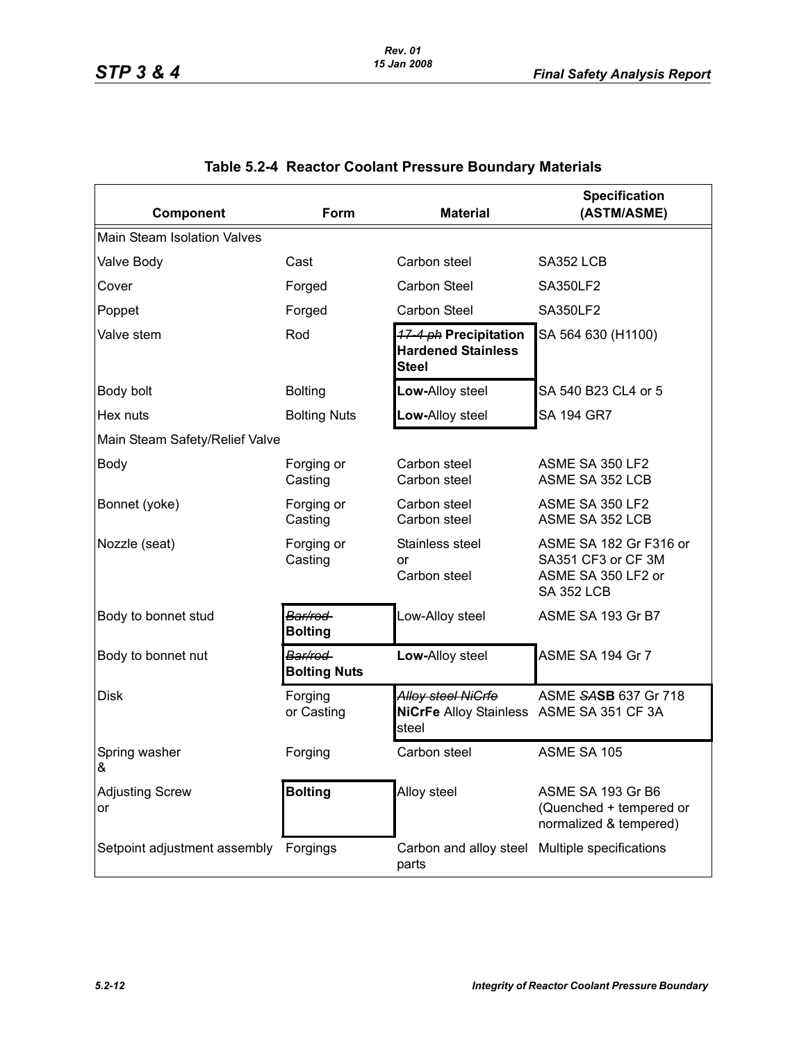## Table 5.2-4 Reactor Coolant Pressure Boundary Materials

| Component | Form | Material | Specification (ASTM/ASME) |
|---|---|---|---|
| Main Steam Isolation Valves | | | |
| Valve Body | Cast | Carbon steel | SA352 LCB |
| Cover | Forged | Carbon Steel | SA350LF2 |
| Poppet | Forged | Carbon Steel | SA350LF2 |
| Valve stem | Rod | ~~17-4 ph~~ **Precipitation Hardened Stainless Steel** | SA 564 630 (H1100) |
| Body bolt | Bolting | **Low-**Alloy steel | SA 540 B23 CL4 or 5 |
| Hex nuts | Bolting Nuts | **Low-**Alloy steel | SA 194 GR7 |
| Main Steam Safety/Relief Valve | | | |
| Body | Forging or Casting | Carbon steel<br>Carbon steel | ASME SA 350 LF2<br>ASME SA 352 LCB |
| Bonnet (yoke) | Forging or Casting | Carbon steel<br>Carbon steel | ASME SA 350 LF2<br>ASME SA 352 LCB |
| Nozzle (seat) | Forging or Casting | Stainless steel<br>or<br>Carbon steel | ASME SA 182 Gr F316 or SA351 CF3 or CF 3M<br>ASME SA 350 LF2 or SA 352 LCB |
| Body to bonnet stud | ~~Bar/rod~~ **Bolting** | Low-Alloy steel | ASME SA 193 Gr B7 |
| Body to bonnet nut | ~~Bar/rod~~ **Bolting Nuts** | **Low-**Alloy steel | ASME SA 194 Gr 7 |
| Disk | Forging or Casting | ~~Alloy steel NiCrfe~~ **NiCrFe** Alloy Stainless steel | ASME ~~SA~~**SB** 637 Gr 718<br>ASME SA 351 CF 3A |
| Spring washer & | Forging | Carbon steel | ASME SA 105 |
| Adjusting Screw or | **Bolting** | Alloy steel | ASME SA 193 Gr B6 (Quenched + tempered or normalized & tempered) |
| Setpoint adjustment assembly | Forgings | Carbon and alloy steel parts | Multiple specifications |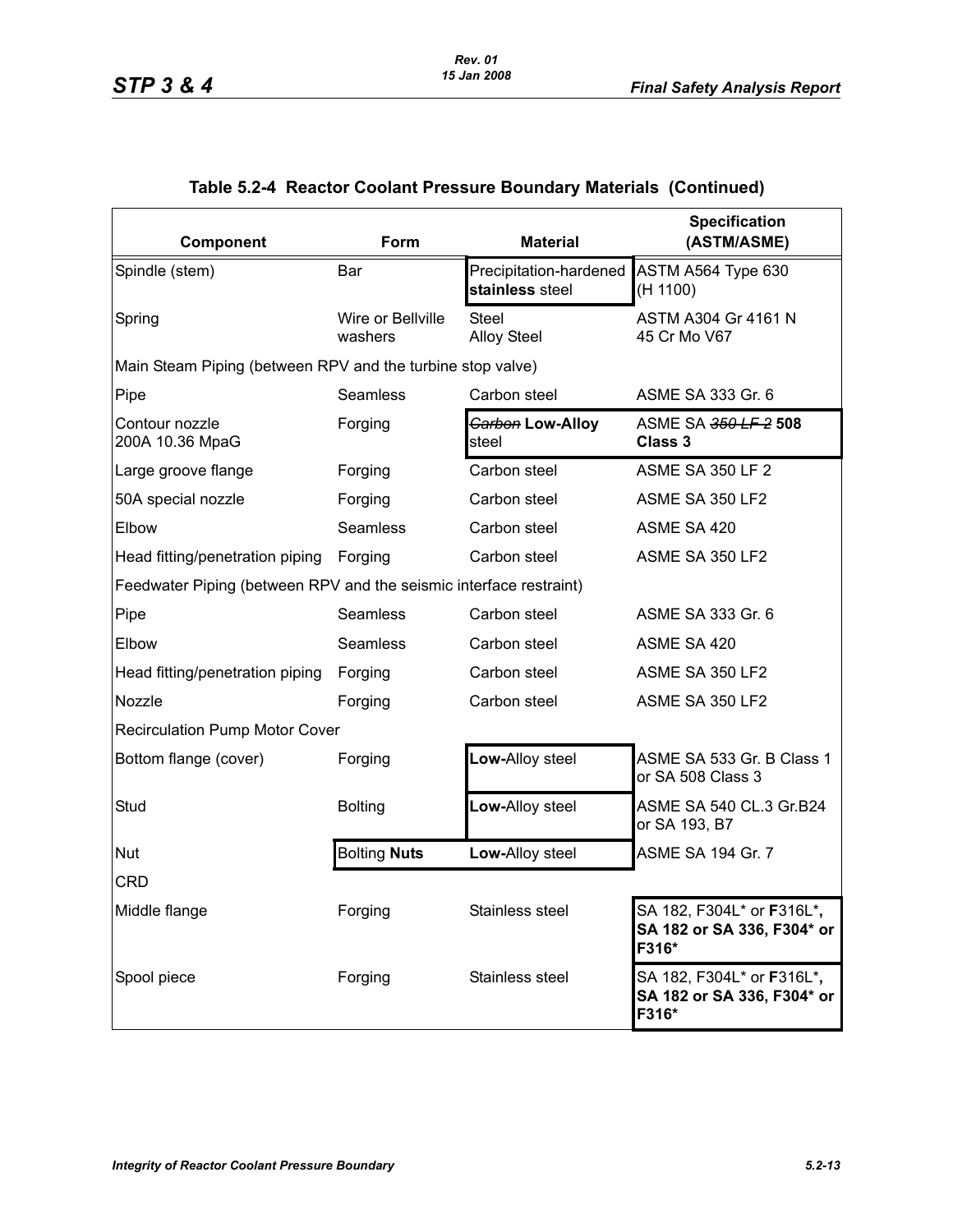## Table 5.2-4 Reactor Coolant Pressure Boundary Materials (Continued)

| Component | Form | Material | Specification (ASTM/ASME) |
|---|---|---|---|
| Spindle (stem) | Bar | Precipitation-hardened **stainless** steel | ASTM A564 Type 630 (H 1100) |
| Spring | Wire or Bellville washers | Steel<br>Alloy Steel | ASTM A304 Gr 4161 N<br>45 Cr Mo V67 |
| Main Steam Piping (between RPV and the turbine stop valve) | | | |
| Pipe | Seamless | Carbon steel | ASME SA 333 Gr. 6 |
| Contour nozzle 200A 10.36 MpaG | Forging | ~~Carbon~~ **Low-Alloy** steel | ASME SA ~~350 LF 2~~ **508 Class 3** |
| Large groove flange | Forging | Carbon steel | ASME SA 350 LF 2 |
| 50A special nozzle | Forging | Carbon steel | ASME SA 350 LF2 |
| Elbow | Seamless | Carbon steel | ASME SA 420 |
| Head fitting/penetration piping | Forging | Carbon steel | ASME SA 350 LF2 |
| Feedwater Piping (between RPV and the seismic interface restraint) | | | |
| Pipe | Seamless | Carbon steel | ASME SA 333 Gr. 6 |
| Elbow | Seamless | Carbon steel | ASME SA 420 |
| Head fitting/penetration piping | Forging | Carbon steel | ASME SA 350 LF2 |
| Nozzle | Forging | Carbon steel | ASME SA 350 LF2 |
| Recirculation Pump Motor Cover | | | |
| Bottom flange (cover) | Forging | **Low-**Alloy steel | ASME SA 533 Gr. B Class 1 or SA 508 Class 3 |
| Stud | Bolting | **Low-**Alloy steel | ASME SA 540 CL.3 Gr.B24 or SA 193, B7 |
| Nut | Bolting **Nuts** | **Low-**Alloy steel | ASME SA 194 Gr. 7 |
| CRD | | | |
| Middle flange | Forging | Stainless steel | SA 182, F304L* or **F**316L***, SA 182 or SA 336, F304* or F316*** |
| Spool piece | Forging | Stainless steel | SA 182, F304L* or **F**316L***, SA 182 or SA 336, F304* or F316*** |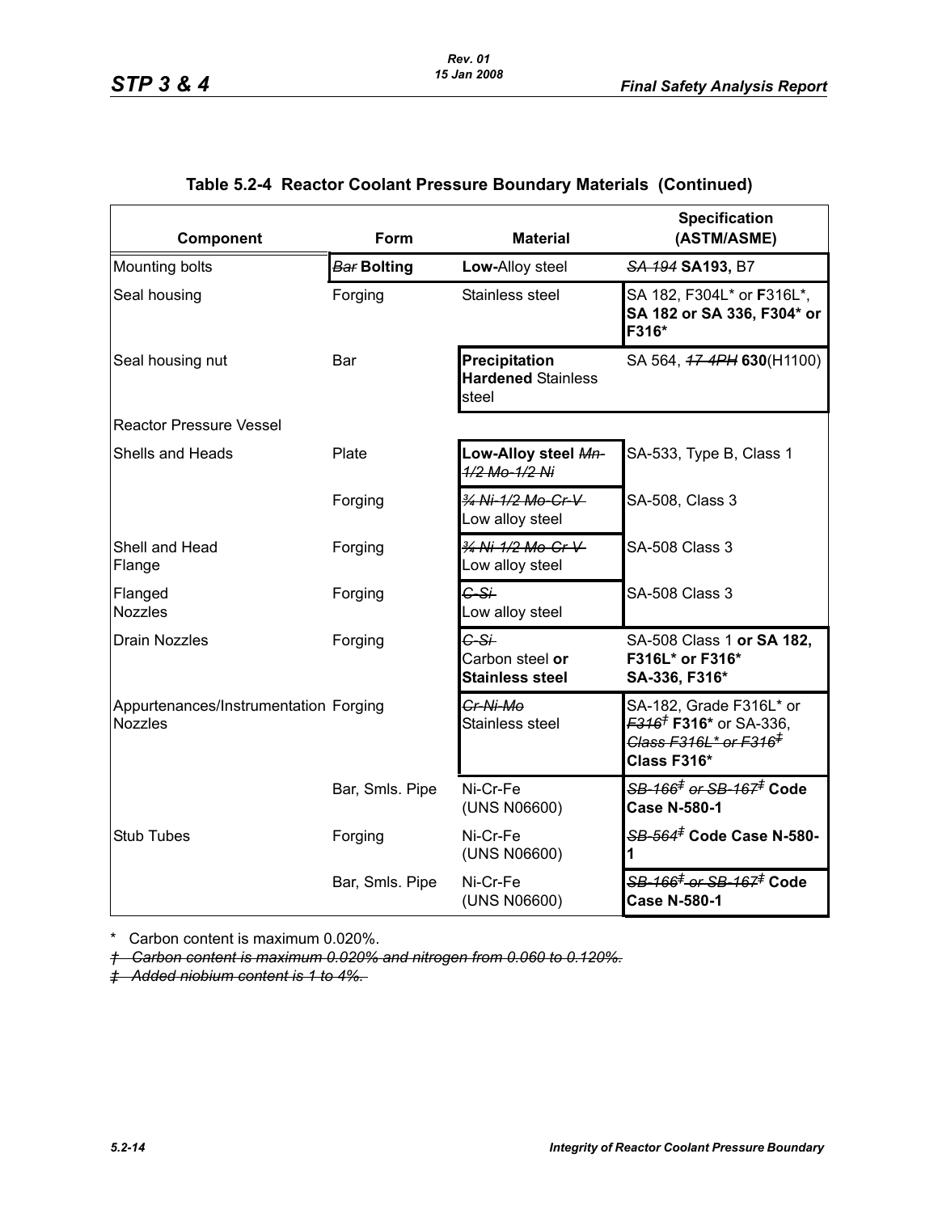## Table 5.2-4 Reactor Coolant Pressure Boundary Materials (Continued)

| Component | Form | Material | Specification (ASTM/ASME) |
|---|---|---|---|
| Mounting bolts | ~~Bar~~ **Bolting** | **Low-**Alloy steel | ~~SA 194~~ **SA193,** B7 |
| Seal housing | Forging | Stainless steel | SA 182, F304L* or **F**316L*, **SA 182 or SA 336, F304* or F316*** |
| Seal housing nut | Bar | **Precipitation Hardened** Stainless steel | SA 564, ~~17-4PH~~ **630**(H1100) |
| Reactor Pressure Vessel | | | |
| Shells and Heads | Plate | **Low-Alloy steel** ~~Mn-1/2 Mo-1/2 Ni~~ | SA-533, Type B, Class 1 |
| | Forging | ~~¾ Ni-1/2 Mo-Cr-V~~ Low alloy steel | SA-508, Class 3 |
| Shell and Head Flange | Forging | ~~¾ Ni-1/2 Mo-Cr-V~~ Low alloy steel | SA-508 Class 3 |
| Flanged Nozzles | Forging | ~~C-Si~~ Low alloy steel | SA-508 Class 3 |
| Drain Nozzles | Forging | ~~C-Si~~ Carbon steel **or Stainless steel** | SA-508 Class 1 **or SA 182, F316L* or F316* SA-336, F316*** |
| Appurtenances/Instrumentation Nozzles | Forging | ~~Cr-Ni-Mo~~ Stainless steel | SA-182, Grade F316L* or ~~F316†~~ **F316*** or SA-336, ~~Class F316L* or F316‡~~ **Class F316*** |
| | Bar, Smls. Pipe | Ni-Cr-Fe (UNS N06600) | ~~SB-166‡ or SB-167‡~~ **Code Case N-580-1** |
| Stub Tubes | Forging | Ni-Cr-Fe (UNS N06600) | ~~SB-564‡~~ **Code Case N-580-1** |
| | Bar, Smls. Pipe | Ni-Cr-Fe (UNS N06600) | ~~SB-166‡ or SB-167‡~~ **Code Case N-580-1** |

\* Carbon content is maximum 0.020%.

~~† Carbon content is maximum 0.020% and nitrogen from 0.060 to 0.120%.~~

~~‡ Added niobium content is 1 to 4%.~~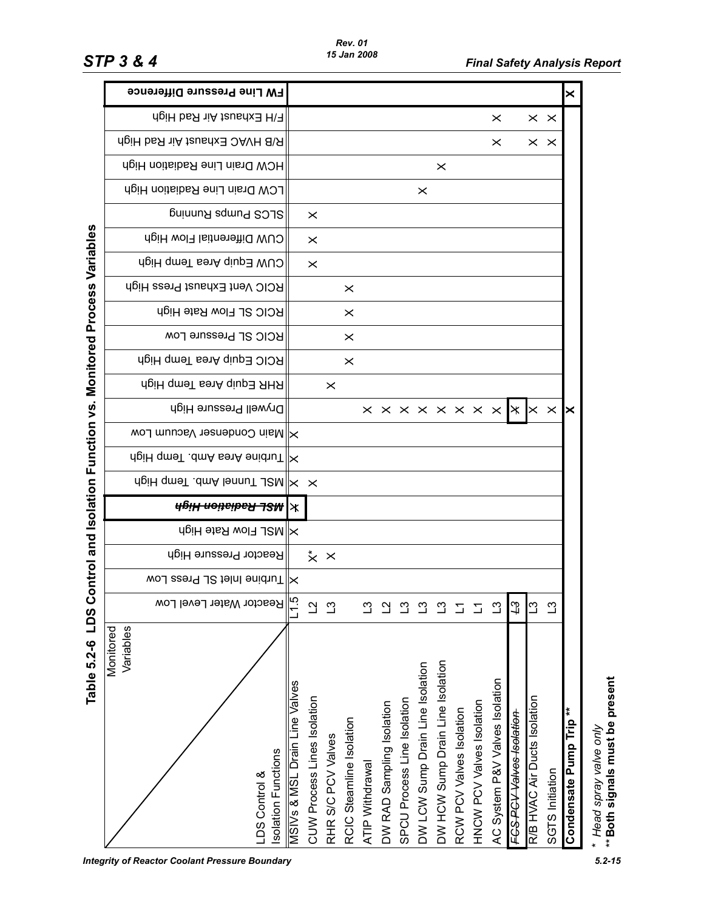## Table 5.2-6 LDS Control and Isolation Function vs. Monitored Process Variables

| LDS Control & Isolation Functions \ Monitored Variables | Reactor Water Level Low | Turbine Inlet SL Press Low | Reactor Pressure High | MSL Flow Rate High | ~~MSL Radiation High~~ | MSL Tunnel Amb. Temp High | Turbine Area Amb. Temp High | Main Condenser Vacuum Low | Drywell Pressure High | RHR Equip Area Temp High | RCIC Equip Area Temp High | RCIC SL Pressure Low | RCIC SL Flow Rate High | RCIC Vent Exhaust Press High | CUW Equip Area Temp High | CUW Differential Flow High | SLCS Pumps Running | LCW Drain Line Radiation High | HCW Drain Line Radiation High | R/B HVAC Exhaust Air Rad High | F/H Exhaust Air Rad High | **FW Line Pressure Difference** |
|---|---|---|---|---|---|---|---|---|---|---|---|---|---|---|---|---|---|---|---|---|---|---|
| MSIVs & MSL Drain Line Valves | L1.5 | X | | X | ~~X~~ | X | X | X | | | | | | | | | | | | | | |
| CUW Process Lines Isolation | L2 | | X* | | | X | | | | | | | | | X | X | X | | | | | |
| RHR S/C PCV Valves | L3 | | X | | | | | | | X | | | | | | | | | | | | |
| RCIC Steamline Isolation | | | | | | | | | | | X | X | X | X | | | | | | | | |
| ATIP Withdrawal | L3 | | | | | | | | X | | | | | | | | | | | | | |
| DW RAD Sampling Isolation | L2 | | | | | | | | X | | | | | | | | | | | | | |
| SPCU Process Line Isolation | L3 | | | | | | | | X | | | | | | | | | | | | | |
| DW LCW Sump Drain Line Isolation | L3 | | | | | | | | X | | | | | | | | | X | | | | |
| DW HCW Sump Drain Line Isolation | L3 | | | | | | | | X | | | | | | | | | | X | | | |
| RCW PCV Valves Isolation | L1 | | | | | | | | X | | | | | | | | | | | | | |
| HNCW PCV Valves Isolation | L1 | | | | | | | | X | | | | | | | | | | | | | |
| AC System P&V Valves Isolation | L3 | | | | | | | | X | | | | | | | | | | | X | X | |
| ~~FCS PCV Valves Isolation~~ | ~~L3~~ | | | | | | | | ~~X~~ | | | | | | | | | | | | | |
| R/B HVAC Air Ducts Isolation | L3 | | | | | | | | X | | | | | | | | | | | X | X | |
| SGTS Initiation | L3 | | | | | | | | X | | | | | | | | | | | X | X | |
| **Condensate Pump Trip \*\*** | | | | | | | | | **X** | | | | | | | | | | | | | **X** |

\* *Head spray valve only*

**\*\* Both signals must be present**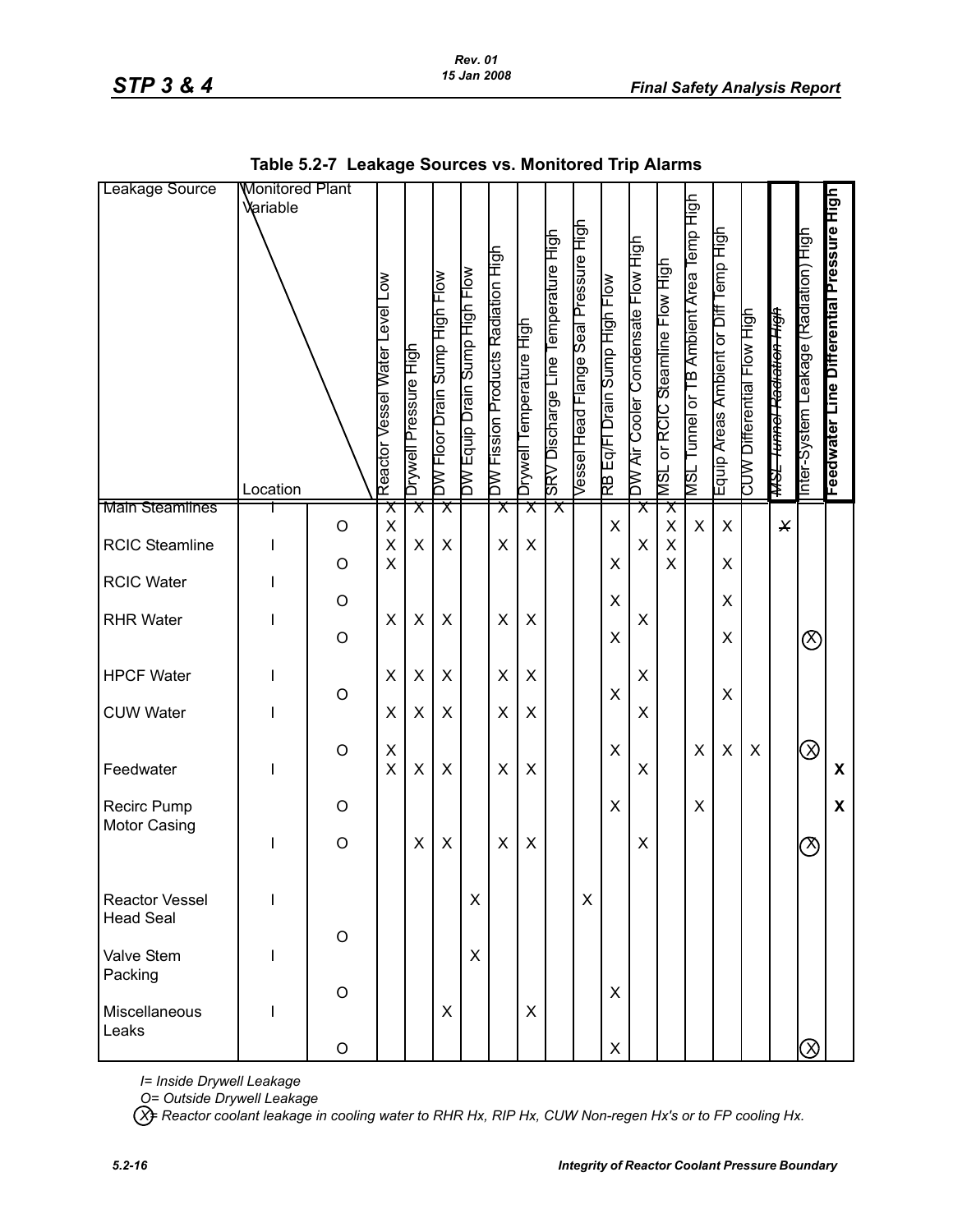**Table 5.2-7 Leakage Sources vs. Monitored Trip Alarms**

| Leakage Source | Monitored Plant Variable / Location | | Reactor Vessel Water Level Low | Drywell Pressure High | DW Floor Drain Sump High Flow | DW Equip Drain Sump High Flow | DW Fission Products Radiation High | Drywell Temperature High | SRV Discharge Line Temperature High | Vessel Head Flange Seal Pressure High | RB Eq/Fl Drain Sump High Flow | DW Air Cooler Condensate Flow High | MSL or RCIC Steamline Flow High | MSL Tunnel or TB Ambient Area Temp High | Equip Areas Ambient or Diff Temp High | CUW Differential Flow High | ~~MSL Tunnel Radiation High~~ | Inter-System Leakage (Radiation) High | **Feedwater Line Differential Pressure High** |
|---|---|---|---|---|---|---|---|---|---|---|---|---|---|---|---|---|---|---|---|
| ~~Main Steamlines~~ | ~~I~~ | | ~~X~~ | ~~X~~ | ~~X~~ | | ~~X~~ | ~~X~~ | ~~X~~ | | | ~~X~~ | ~~X~~ | | | | | | |
| | | O | X | | | | | | | | X | | X | X | X | | ~~X~~ | | |
| RCIC Steamline | I | | X | X | X | | X | X | | | | X | X | | | | | | |
| | | O | X | | | | | | | | X | | X | | X | | | | |
| RCIC Water | I | | | | | | | | | | | | | | | | | | |
| | | O | | | | | | | | | X | | | | X | | | | |
| RHR Water | I | | X | X | X | | X | X | | | | X | | | | | | | |
| | | O | | | | | | | | | X | | | | X | | | (X) | |
| HPCF Water | I | | X | X | X | | X | X | | | | X | | | | | | | |
| | | O | | | | | | | | | X | | | | X | | | | |
| CUW Water | I | | X | X | X | | X | X | | | | X | | | | | | | |
| | | O | X | | | | | | | | X | | | X | X | X | | (X) | |
| Feedwater | I | | X | X | X | | X | X | | | | X | | | | | | | **X** |
| Recirc Pump Motor Casing | | O | | | | | | | | | X | | | X | | | | | **X** |
| | I | O | | X | X | | X | X | | | | X | | | | | | (X) | |
| Reactor Vessel Head Seal | I | | | | | X | | | | X | | | | | | | | | |
| | | O | | | | | | | | | | | | | | | | | |
| Valve Stem Packing | I | | | | | X | | | | | | | | | | | | | |
| | | O | | | | | | | | | X | | | | | | | | |
| Miscellaneous Leaks | I | | | | X | | | X | | | | | | | | | | | |
| | | O | | | | | | | | | X | | | | | | | (X) | |

*I= Inside Drywell Leakage*

*O= Outside Drywell Leakage*

*(X)= Reactor coolant leakage in cooling water to RHR Hx, RIP Hx, CUW Non-regen Hx's or to FP cooling Hx.*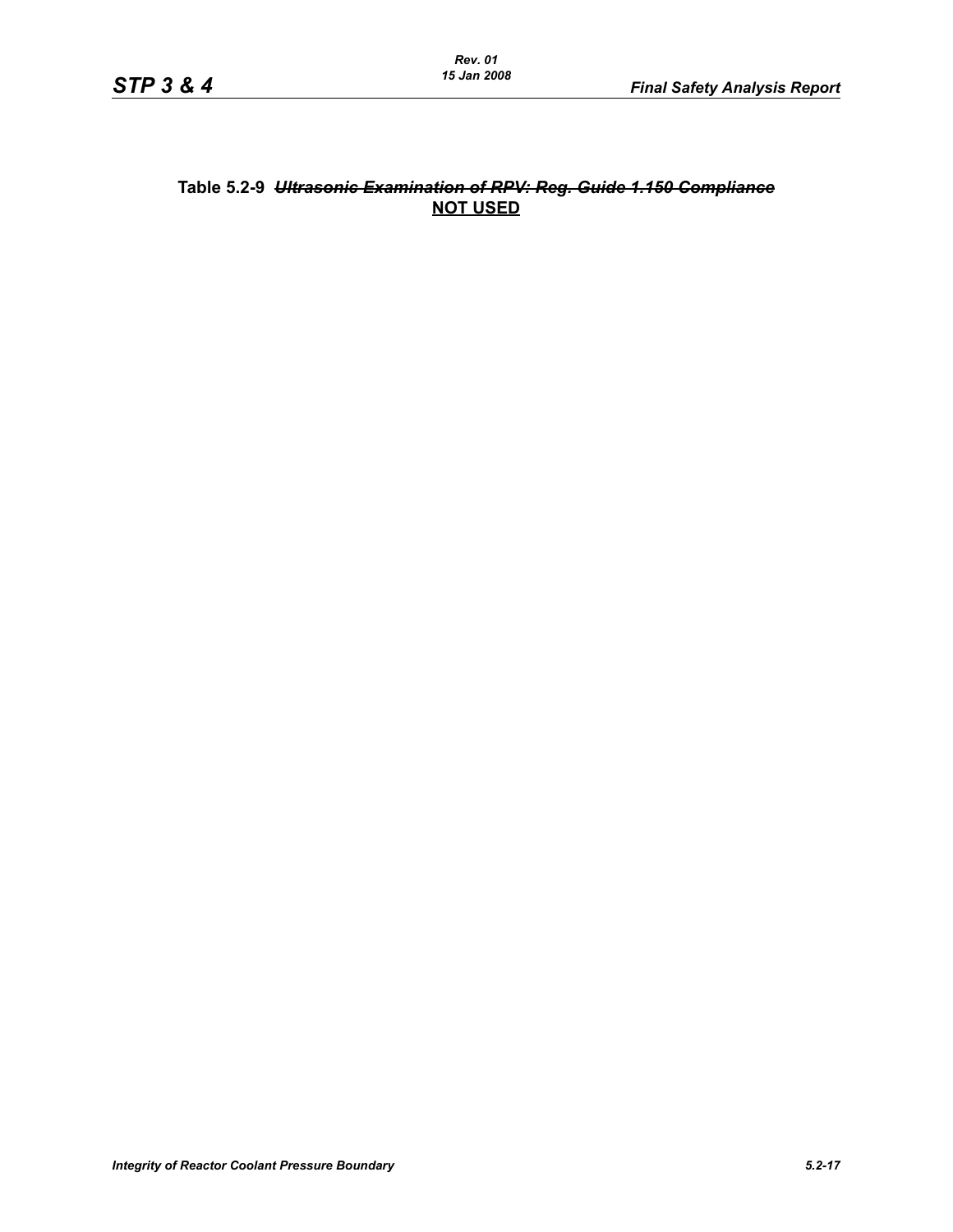**Table 5.2-9** ~~*Ultrasonic Examination of RPV: Reg. Guide 1.150 Compliance*~~
**NOT USED**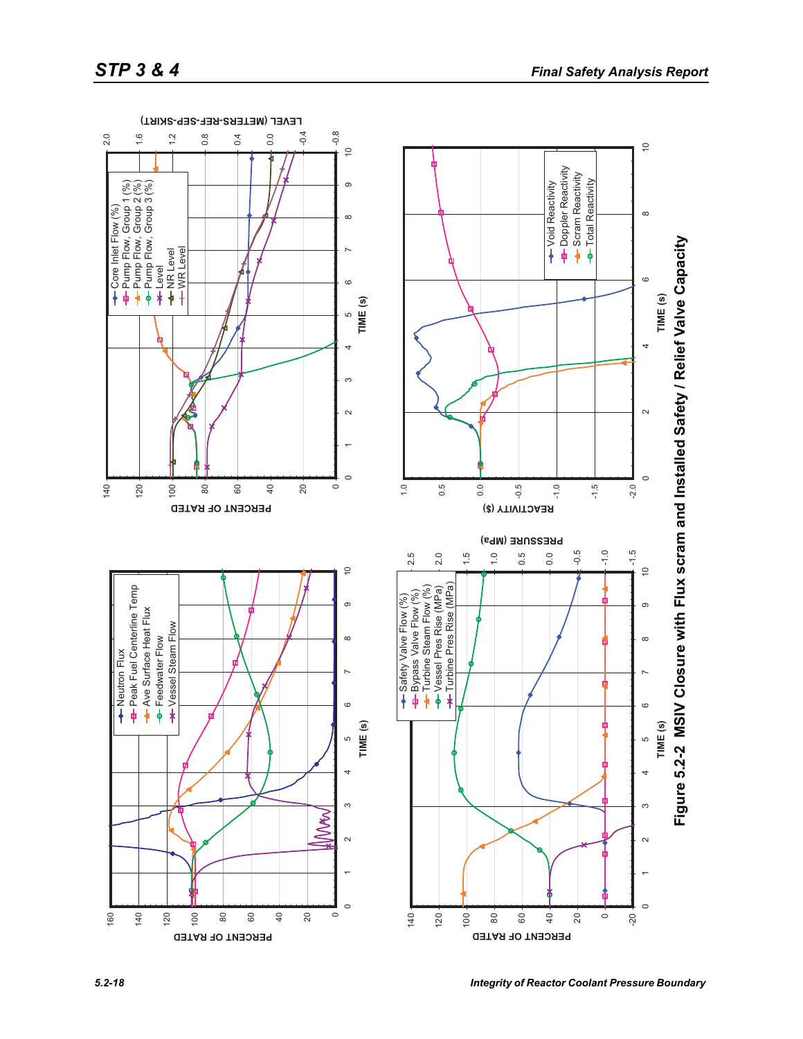PERCENT OF RATED

160
140
120
100
80
60
40
20
0

0 1 2 3 4 5 6 7 8 9 10

TIME (s)

Neutron Flux
Peak Fuel Centerline Temp
Ave Surface Heat Flux
Feedwater Flow
Vessel Steam Flow

PERCENT OF RATED

140
120
100
80
60
40
20
0

0 1 2 3 4 5 6 7 8 9 10

TIME (s)

LEVEL (METERS-REF-SEP-SKIRT)

2.0
1.6
1.2
0.8
0.4
0.0
-0.4
-0.8

Core Inlet Flow (%)
Pump Flow, Group 1 (%)
Pump Flow, Group 2 (%)
Pump Flow, Group 3 (%)
Level
NR Level
WR Level

PERCENT OF RATED

140
120
100
80
60
40
20
0
-20

0 1 2 3 4 5 6 7 8 9 10

TIME (s)

PRESSURE (MPa)

2.5
2.0
1.5
1.0
0.5
0.0
-0.5
-1.0
-1.5

Safety Valve Flow (%)
Bypass Valve Flow (%)
Turbine Steam Flow (%)
Vessel Pres Rise (MPa)
Turbine Pres Rise (MPa)

REACTIVITY ($)

1.0
0.5
0.0
-0.5
-1.0
-1.5
-2.0

0 2 4 6 8 10

TIME (s)

Void Reactivity
Doppler Reactivity
Scram Reactivity
Total Reactivity

Figure 5.2-2 MSIV Closure with Flux scram and Installed Safety / Relief Valve Capacity